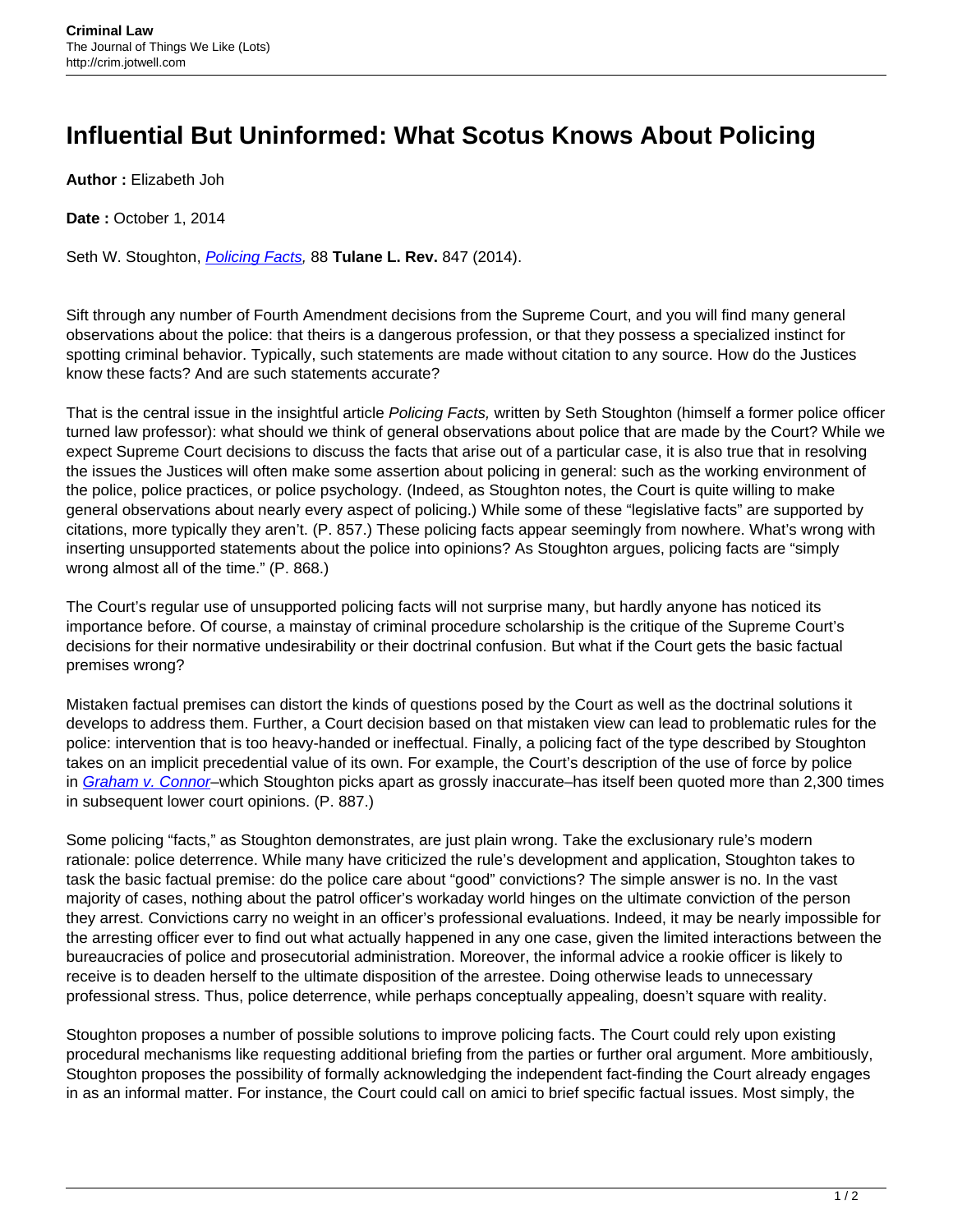# Influential But Uninformed: What Scotus Knows About Policing

**Author :** Elizabeth Joh

**Date :** October 1, 2014

Seth W. Stoughton, *Policing Facts,* 88 **Tulane L. Rev.** 847 (2014).

Sift through any number of Fourth Amendment decisions from the Supreme Court, and you will find many general observations about the police: that theirs is a dangerous profession, or that they possess a specialized instinct for spotting criminal behavior. Typically, such statements are made without citation to any source. How do the Justices know these facts? And are such statements accurate?

That is the central issue in the insightful article *Policing Facts,* written by Seth Stoughton (himself a former police officer turned law professor): what should we think of general observations about police that are made by the Court? While we expect Supreme Court decisions to discuss the facts that arise out of a particular case, it is also true that in resolving the issues the Justices will often make some assertion about policing in general: such as the working environment of the police, police practices, or police psychology. (Indeed, as Stoughton notes, the Court is quite willing to make general observations about nearly every aspect of policing.) While some of these "legislative facts" are supported by citations, more typically they aren't. (P. 857.) These policing facts appear seemingly from nowhere. What's wrong with inserting unsupported statements about the police into opinions? As Stoughton argues, policing facts are "simply wrong almost all of the time." (P. 868.)

The Court's regular use of unsupported policing facts will not surprise many, but hardly anyone has noticed its importance before. Of course, a mainstay of criminal procedure scholarship is the critique of the Supreme Court's decisions for their normative undesirability or their doctrinal confusion. But what if the Court gets the basic factual premises wrong?

Mistaken factual premises can distort the kinds of questions posed by the Court as well as the doctrinal solutions it develops to address them. Further, a Court decision based on that mistaken view can lead to problematic rules for the police: intervention that is too heavy-handed or ineffectual. Finally, a policing fact of the type described by Stoughton takes on an implicit precedential value of its own. For example, the Court's description of the use of force by police in *Graham v. Connor*–which Stoughton picks apart as grossly inaccurate–has itself been quoted more than 2,300 times in subsequent lower court opinions. (P. 887.)

Some policing "facts," as Stoughton demonstrates, are just plain wrong. Take the exclusionary rule's modern rationale: police deterrence. While many have criticized the rule's development and application, Stoughton takes to task the basic factual premise: do the police care about "good" convictions? The simple answer is no. In the vast majority of cases, nothing about the patrol officer's workaday world hinges on the ultimate conviction of the person they arrest. Convictions carry no weight in an officer's professional evaluations. Indeed, it may be nearly impossible for the arresting officer ever to find out what actually happened in any one case, given the limited interactions between the bureaucracies of police and prosecutorial administration. Moreover, the informal advice a rookie officer is likely to receive is to deaden herself to the ultimate disposition of the arrestee. Doing otherwise leads to unnecessary professional stress. Thus, police deterrence, while perhaps conceptually appealing, doesn't square with reality.

Stoughton proposes a number of possible solutions to improve policing facts. The Court could rely upon existing procedural mechanisms like requesting additional briefing from the parties or further oral argument. More ambitiously, Stoughton proposes the possibility of formally acknowledging the independent fact-finding the Court already engages in as an informal matter. For instance, the Court could call on amici to brief specific factual issues. Most simply, the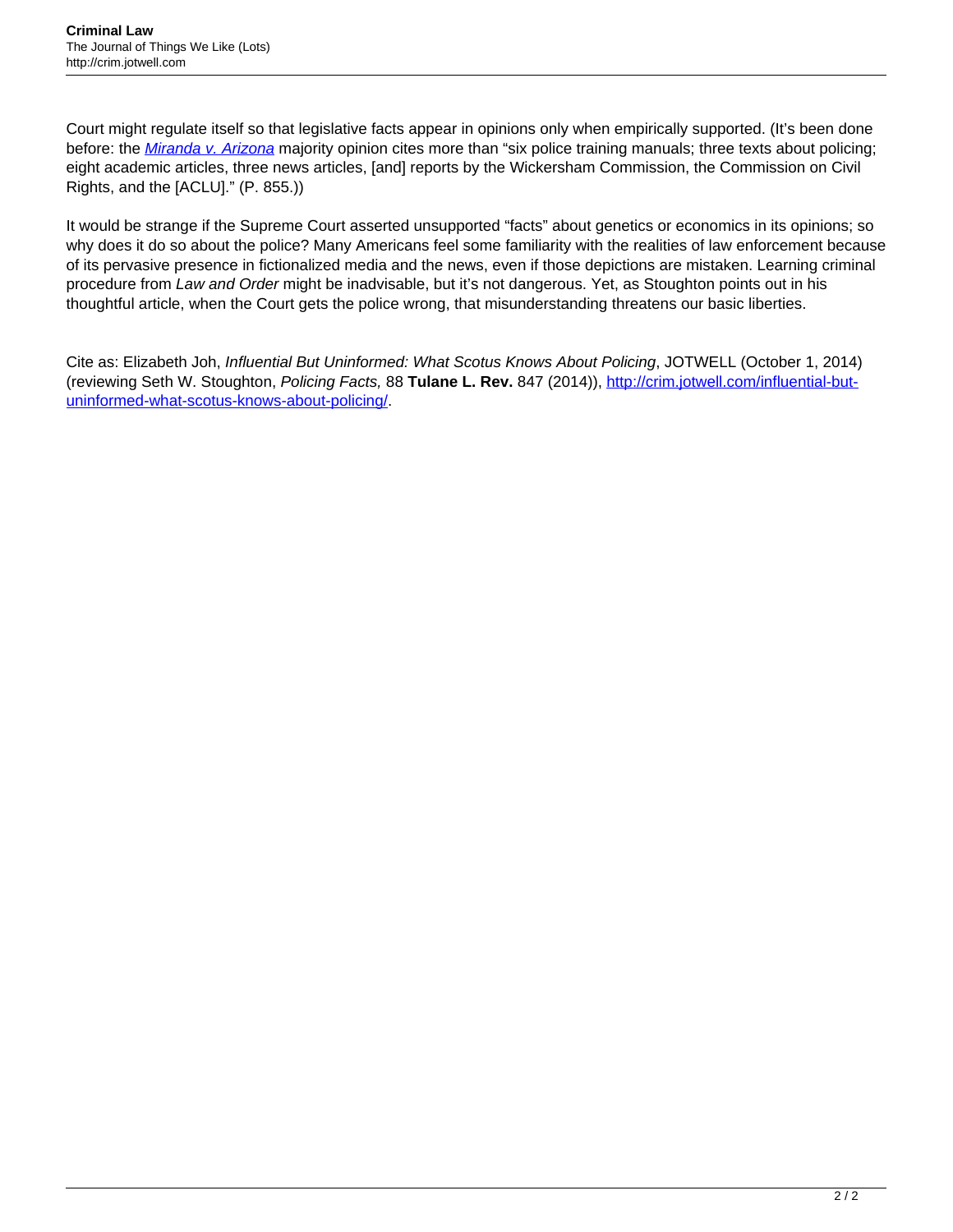Court might regulate itself so that legislative facts appear in opinions only when empirically supported. (It's been done before: the *[Miranda v. Arizona](#)* majority opinion cites more than "six police training manuals; three texts about policing; eight academic articles, three news articles, [and] reports by the Wickersham Commission, the Commission on Civil Rights, and the [ACLU]." (P. 855.))

It would be strange if the Supreme Court asserted unsupported "facts" about genetics or economics in its opinions; so why does it do so about the police? Many Americans feel some familiarity with the realities of law enforcement because of its pervasive presence in fictionalized media and the news, even if those depictions are mistaken. Learning criminal procedure from *Law and Order* might be inadvisable, but it's not dangerous. Yet, as Stoughton points out in his thoughtful article, when the Court gets the police wrong, that misunderstanding threatens our basic liberties.

Cite as: Elizabeth Joh, *Influential But Uninformed: What Scotus Knows About Policing*, JOTWELL (October 1, 2014) (reviewing Seth W. Stoughton, *Policing Facts,* 88 **Tulane L. Rev.** 847 (2014)), http://crim.jotwell.com/influential-but-uninformed-what-scotus-knows-about-policing/.